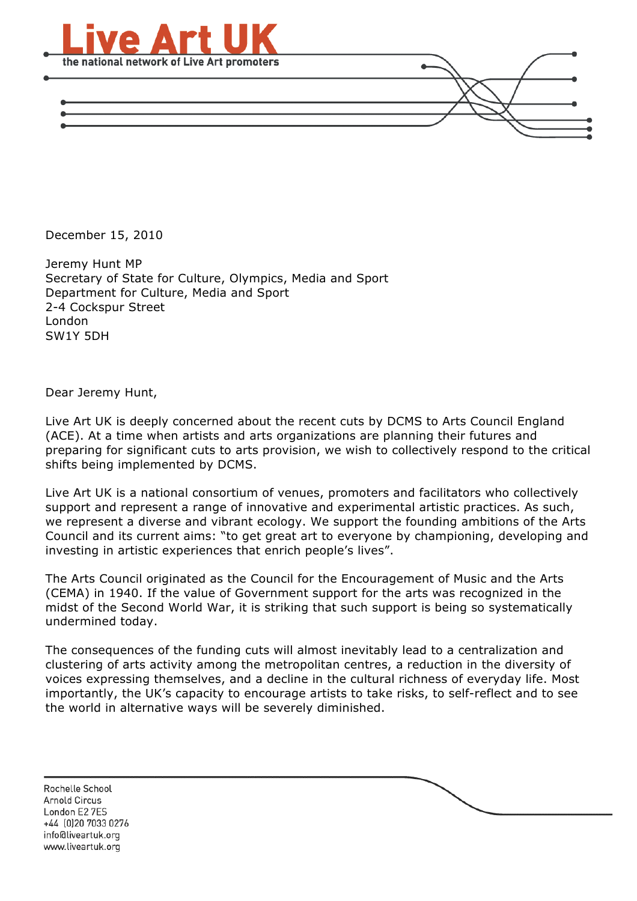# Live Art UK

the national network of Live Art promoters

December 15, 2010

Jeremy Hunt MP
Secretary of State for Culture, Olympics, Media and Sport
Department for Culture, Media and Sport
2-4 Cockspur Street
London
SW1Y 5DH

Dear Jeremy Hunt,

Live Art UK is deeply concerned about the recent cuts by DCMS to Arts Council England (ACE). At a time when artists and arts organizations are planning their futures and preparing for significant cuts to arts provision, we wish to collectively respond to the critical shifts being implemented by DCMS.

Live Art UK is a national consortium of venues, promoters and facilitators who collectively support and represent a range of innovative and experimental artistic practices. As such, we represent a diverse and vibrant ecology. We support the founding ambitions of the Arts Council and its current aims: "to get great art to everyone by championing, developing and investing in artistic experiences that enrich people's lives".

The Arts Council originated as the Council for the Encouragement of Music and the Arts (CEMA) in 1940. If the value of Government support for the arts was recognized in the midst of the Second World War, it is striking that such support is being so systematically undermined today.

The consequences of the funding cuts will almost inevitably lead to a centralization and clustering of arts activity among the metropolitan centres, a reduction in the diversity of voices expressing themselves, and a decline in the cultural richness of everyday life. Most importantly, the UK's capacity to encourage artists to take risks, to self-reflect and to see the world in alternative ways will be severely diminished.

Rochelle School
Arnold Circus
London E2 7ES
+44 (0)20 7033 0276
info@liveartuk.org
www.liveartuk.org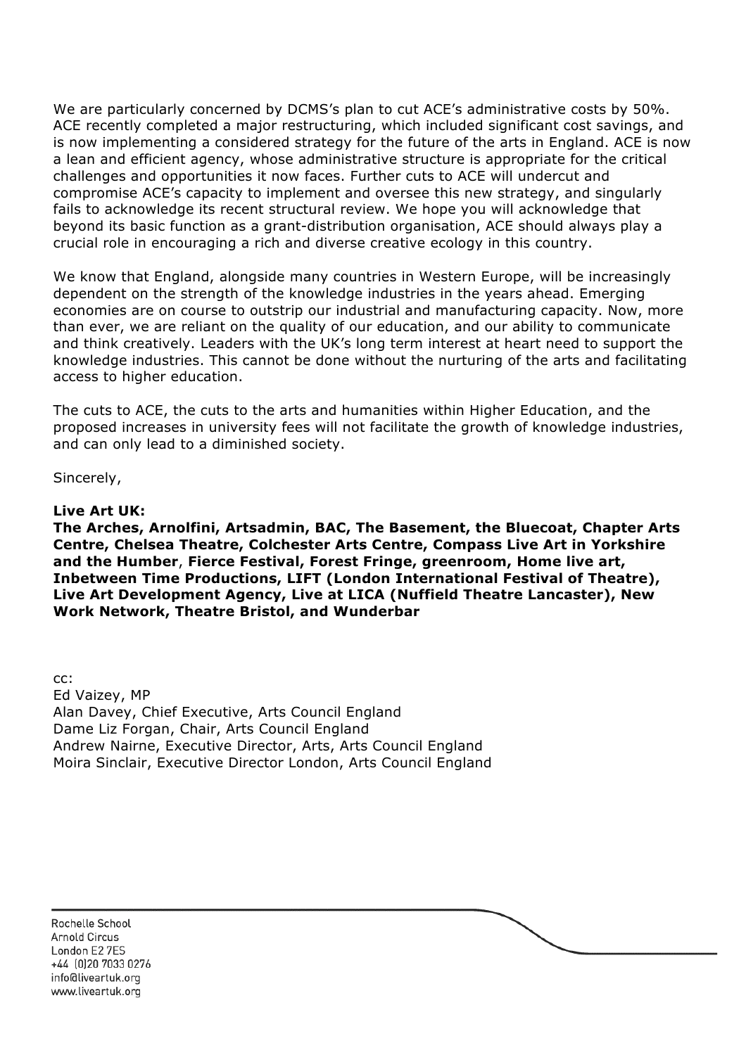We are particularly concerned by DCMS's plan to cut ACE's administrative costs by 50%. ACE recently completed a major restructuring, which included significant cost savings, and is now implementing a considered strategy for the future of the arts in England. ACE is now a lean and efficient agency, whose administrative structure is appropriate for the critical challenges and opportunities it now faces. Further cuts to ACE will undercut and compromise ACE's capacity to implement and oversee this new strategy, and singularly fails to acknowledge its recent structural review. We hope you will acknowledge that beyond its basic function as a grant-distribution organisation, ACE should always play a crucial role in encouraging a rich and diverse creative ecology in this country.

We know that England, alongside many countries in Western Europe, will be increasingly dependent on the strength of the knowledge industries in the years ahead. Emerging economies are on course to outstrip our industrial and manufacturing capacity. Now, more than ever, we are reliant on the quality of our education, and our ability to communicate and think creatively. Leaders with the UK's long term interest at heart need to support the knowledge industries. This cannot be done without the nurturing of the arts and facilitating access to higher education.

The cuts to ACE, the cuts to the arts and humanities within Higher Education, and the proposed increases in university fees will not facilitate the growth of knowledge industries, and can only lead to a diminished society.

Sincerely,

**Live Art UK:**
**The Arches, Arnolfini, Artsadmin, BAC, The Basement, the Bluecoat, Chapter Arts Centre, Chelsea Theatre, Colchester Arts Centre, Compass Live Art in Yorkshire and the Humber, Fierce Festival, Forest Fringe, greenroom, Home live art, Inbetween Time Productions, LIFT (London International Festival of Theatre), Live Art Development Agency, Live at LICA (Nuffield Theatre Lancaster), New Work Network, Theatre Bristol, and Wunderbar**

cc:
Ed Vaizey, MP
Alan Davey, Chief Executive, Arts Council England
Dame Liz Forgan, Chair, Arts Council England
Andrew Nairne, Executive Director, Arts, Arts Council England
Moira Sinclair, Executive Director London, Arts Council England

Rochelle School
Arnold Circus
London E2 7ES
+44 (0)20 7033 0276
info@liveartuk.org
www.liveartuk.org